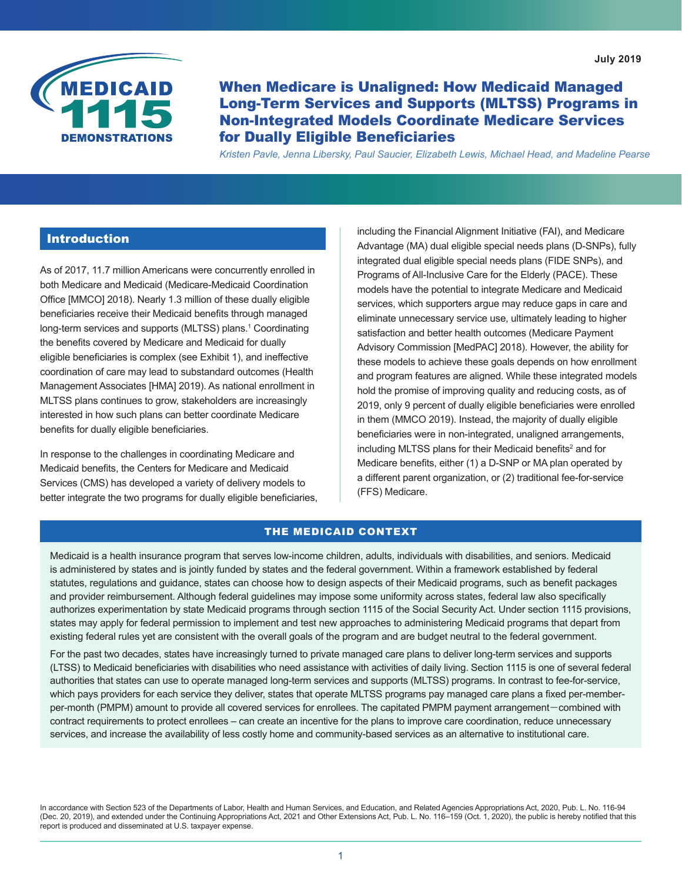July 2019

# When Medicare is Unaligned: How Medicaid Managed Long-Term Services and Supports (MLTSS) Programs in Non-Integrated Models Coordinate Medicare Services for Dually Eligible Beneficiaries

*Kristen Pavle, Jenna Libersky, Paul Saucier, Elizabeth Lewis, Michael Head, and Madeline Pearse*

## Introduction

As of 2017, 11.7 million Americans were concurrently enrolled in both Medicare and Medicaid (Medicare-Medicaid Coordination Office [MMCO] 2018). Nearly 1.3 million of these dually eligible beneficiaries receive their Medicaid benefits through managed long-term services and supports (MLTSS) plans.[1] Coordinating the benefits covered by Medicare and Medicaid for dually eligible beneficiaries is complex (see Exhibit 1), and ineffective coordination of care may lead to substandard outcomes (Health Management Associates [HMA] 2019). As national enrollment in MLTSS plans continues to grow, stakeholders are increasingly interested in how such plans can better coordinate Medicare benefits for dually eligible beneficiaries.

In response to the challenges in coordinating Medicare and Medicaid benefits, the Centers for Medicare and Medicaid Services (CMS) has developed a variety of delivery models to better integrate the two programs for dually eligible beneficiaries, including the Financial Alignment Initiative (FAI), and Medicare Advantage (MA) dual eligible special needs plans (D-SNPs), fully integrated dual eligible special needs plans (FIDE SNPs), and Programs of All-Inclusive Care for the Elderly (PACE). These models have the potential to integrate Medicare and Medicaid services, which supporters argue may reduce gaps in care and eliminate unnecessary service use, ultimately leading to higher satisfaction and better health outcomes (Medicare Payment Advisory Commission [MedPAC] 2018). However, the ability for these models to achieve these goals depends on how enrollment and program features are aligned. While these integrated models hold the promise of improving quality and reducing costs, as of 2019, only 9 percent of dually eligible beneficiaries were enrolled in them (MMCO 2019). Instead, the majority of dually eligible beneficiaries were in non-integrated, unaligned arrangements, including MLTSS plans for their Medicaid benefits[2] and for Medicare benefits, either (1) a D-SNP or MA plan operated by a different parent organization, or (2) traditional fee-for-service (FFS) Medicare.

## THE MEDICAID CONTEXT

Medicaid is a health insurance program that serves low-income children, adults, individuals with disabilities, and seniors. Medicaid is administered by states and is jointly funded by states and the federal government. Within a framework established by federal statutes, regulations and guidance, states can choose how to design aspects of their Medicaid programs, such as benefit packages and provider reimbursement. Although federal guidelines may impose some uniformity across states, federal law also specifically authorizes experimentation by state Medicaid programs through section 1115 of the Social Security Act. Under section 1115 provisions, states may apply for federal permission to implement and test new approaches to administering Medicaid programs that depart from existing federal rules yet are consistent with the overall goals of the program and are budget neutral to the federal government.

For the past two decades, states have increasingly turned to private managed care plans to deliver long-term services and supports (LTSS) to Medicaid beneficiaries with disabilities who need assistance with activities of daily living. Section 1115 is one of several federal authorities that states can use to operate managed long-term services and supports (MLTSS) programs. In contrast to fee-for-service, which pays providers for each service they deliver, states that operate MLTSS programs pay managed care plans a fixed per-member-per-month (PMPM) amount to provide all covered services for enrollees. The capitated PMPM payment arrangement—combined with contract requirements to protect enrollees – can create an incentive for the plans to improve care coordination, reduce unnecessary services, and increase the availability of less costly home and community-based services as an alternative to institutional care.

In accordance with Section 523 of the Departments of Labor, Health and Human Services, and Education, and Related Agencies Appropriations Act, 2020, Pub. L. No. 116-94 (Dec. 20, 2019), and extended under the Continuing Appropriations Act, 2021 and Other Extensions Act, Pub. L. No. 116–159 (Oct. 1, 2020), the public is hereby notified that this report is produced and disseminated at U.S. taxpayer expense.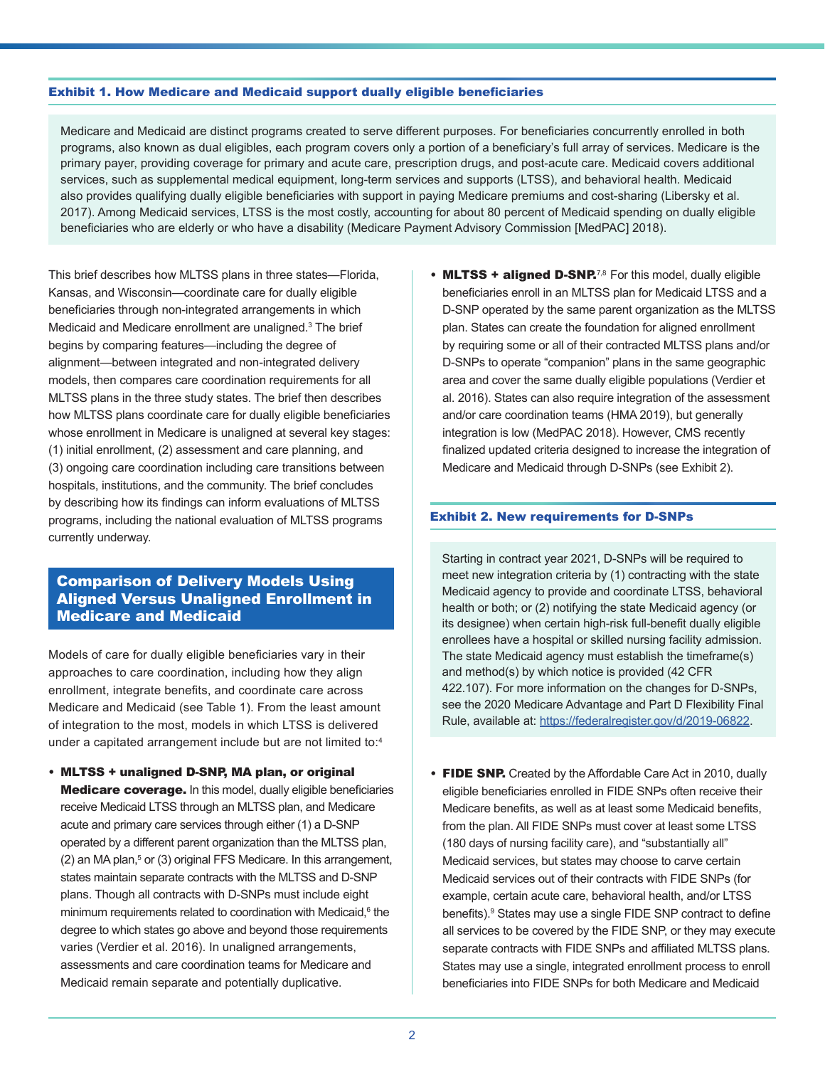**Exhibit 1. How Medicare and Medicaid support dually eligible beneficiaries**

Medicare and Medicaid are distinct programs created to serve different purposes. For beneficiaries concurrently enrolled in both programs, also known as dual eligibles, each program covers only a portion of a beneficiary's full array of services. Medicare is the primary payer, providing coverage for primary and acute care, prescription drugs, and post-acute care. Medicaid covers additional services, such as supplemental medical equipment, long-term services and supports (LTSS), and behavioral health. Medicaid also provides qualifying dually eligible beneficiaries with support in paying Medicare premiums and cost-sharing (Libersky et al. 2017). Among Medicaid services, LTSS is the most costly, accounting for about 80 percent of Medicaid spending on dually eligible beneficiaries who are elderly or who have a disability (Medicare Payment Advisory Commission [MedPAC] 2018).

This brief describes how MLTSS plans in three states—Florida, Kansas, and Wisconsin—coordinate care for dually eligible beneficiaries through non-integrated arrangements in which Medicaid and Medicare enrollment are unaligned.[3] The brief begins by comparing features—including the degree of alignment—between integrated and non-integrated delivery models, then compares care coordination requirements for all MLTSS plans in the three study states. The brief then describes how MLTSS plans coordinate care for dually eligible beneficiaries whose enrollment in Medicare is unaligned at several key stages: (1) initial enrollment, (2) assessment and care planning, and (3) ongoing care coordination including care transitions between hospitals, institutions, and the community. The brief concludes by describing how its findings can inform evaluations of MLTSS programs, including the national evaluation of MLTSS programs currently underway.

## Comparison of Delivery Models Using Aligned Versus Unaligned Enrollment in Medicare and Medicaid

Models of care for dually eligible beneficiaries vary in their approaches to care coordination, including how they align enrollment, integrate benefits, and coordinate care across Medicare and Medicaid (see Table 1). From the least amount of integration to the most, models in which LTSS is delivered under a capitated arrangement include but are not limited to:[4]

- **MLTSS + unaligned D-SNP, MA plan, or original Medicare coverage.** In this model, dually eligible beneficiaries receive Medicaid LTSS through an MLTSS plan, and Medicare acute and primary care services through either (1) a D-SNP operated by a different parent organization than the MLTSS plan, (2) an MA plan,[5] or (3) original FFS Medicare. In this arrangement, states maintain separate contracts with the MLTSS and D-SNP plans. Though all contracts with D-SNPs must include eight minimum requirements related to coordination with Medicaid,[6] the degree to which states go above and beyond those requirements varies (Verdier et al. 2016). In unaligned arrangements, assessments and care coordination teams for Medicare and Medicaid remain separate and potentially duplicative.
- **MLTSS + aligned D-SNP.**[7,8] For this model, dually eligible beneficiaries enroll in an MLTSS plan for Medicaid LTSS and a D-SNP operated by the same parent organization as the MLTSS plan. States can create the foundation for aligned enrollment by requiring some or all of their contracted MLTSS plans and/or D-SNPs to operate "companion" plans in the same geographic area and cover the same dually eligible populations (Verdier et al. 2016). States can also require integration of the assessment and/or care coordination teams (HMA 2019), but generally integration is low (MedPAC 2018). However, CMS recently finalized updated criteria designed to increase the integration of Medicare and Medicaid through D-SNPs (see Exhibit 2).

**Exhibit 2. New requirements for D-SNPs**

Starting in contract year 2021, D-SNPs will be required to meet new integration criteria by (1) contracting with the state Medicaid agency to provide and coordinate LTSS, behavioral health or both; or (2) notifying the state Medicaid agency (or its designee) when certain high-risk full-benefit dually eligible enrollees have a hospital or skilled nursing facility admission. The state Medicaid agency must establish the timeframe(s) and method(s) by which notice is provided (42 CFR 422.107). For more information on the changes for D-SNPs, see the 2020 Medicare Advantage and Part D Flexibility Final Rule, available at: https://federalregister.gov/d/2019-06822.

- **FIDE SNP.** Created by the Affordable Care Act in 2010, dually eligible beneficiaries enrolled in FIDE SNPs often receive their Medicare benefits, as well as at least some Medicaid benefits, from the plan. All FIDE SNPs must cover at least some LTSS (180 days of nursing facility care), and "substantially all" Medicaid services, but states may choose to carve certain Medicaid services out of their contracts with FIDE SNPs (for example, certain acute care, behavioral health, and/or LTSS benefits).[9] States may use a single FIDE SNP contract to define all services to be covered by the FIDE SNP, or they may execute separate contracts with FIDE SNPs and affiliated MLTSS plans. States may use a single, integrated enrollment process to enroll beneficiaries into FIDE SNPs for both Medicare and Medicaid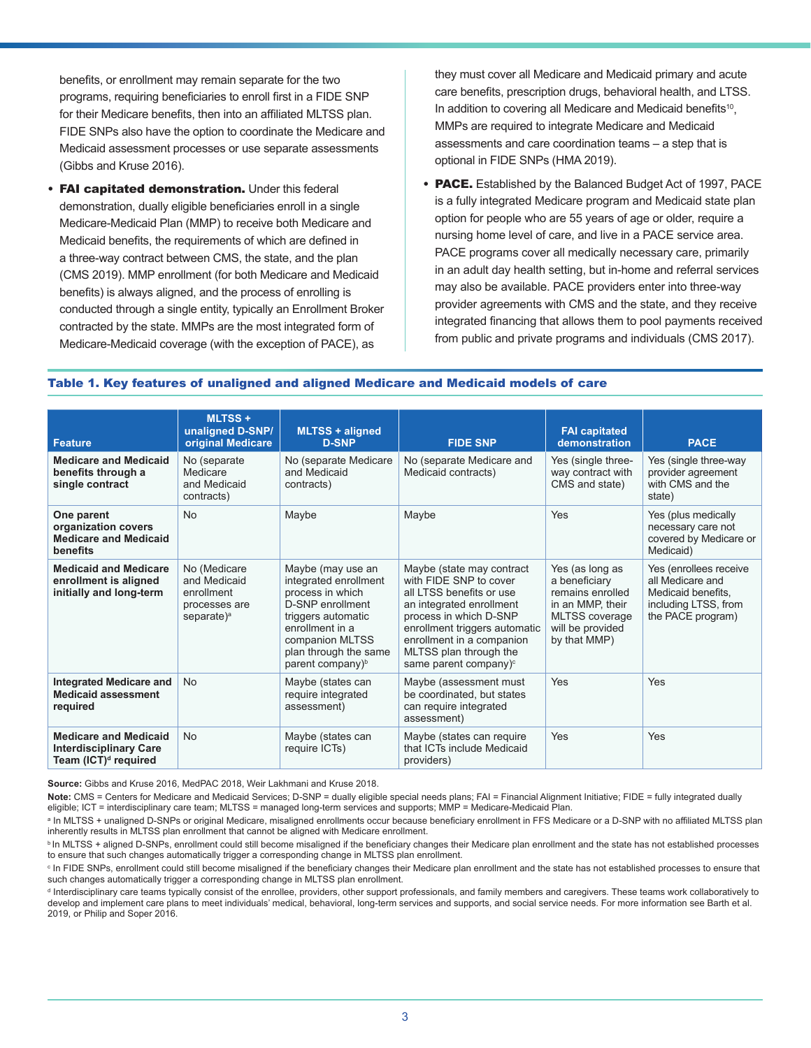benefits, or enrollment may remain separate for the two programs, requiring beneficiaries to enroll first in a FIDE SNP for their Medicare benefits, then into an affiliated MLTSS plan. FIDE SNPs also have the option to coordinate the Medicare and Medicaid assessment processes or use separate assessments (Gibbs and Kruse 2016).

- **FAI capitated demonstration.** Under this federal demonstration, dually eligible beneficiaries enroll in a single Medicare-Medicaid Plan (MMP) to receive both Medicare and Medicaid benefits, the requirements of which are defined in a three-way contract between CMS, the state, and the plan (CMS 2019). MMP enrollment (for both Medicare and Medicaid benefits) is always aligned, and the process of enrolling is conducted through a single entity, typically an Enrollment Broker contracted by the state. MMPs are the most integrated form of Medicare-Medicaid coverage (with the exception of PACE), as they must cover all Medicare and Medicaid primary and acute care benefits, prescription drugs, behavioral health, and LTSS. In addition to covering all Medicare and Medicaid benefits[10], MMPs are required to integrate Medicare and Medicaid assessments and care coordination teams – a step that is optional in FIDE SNPs (HMA 2019).
- **PACE.** Established by the Balanced Budget Act of 1997, PACE is a fully integrated Medicare program and Medicaid state plan option for people who are 55 years of age or older, require a nursing home level of care, and live in a PACE service area. PACE programs cover all medically necessary care, primarily in an adult day health setting, but in-home and referral services may also be available. PACE providers enter into three-way provider agreements with CMS and the state, and they receive integrated financing that allows them to pool payments received from public and private programs and individuals (CMS 2017).

### Table 1. Key features of unaligned and aligned Medicare and Medicaid models of care

| Feature | MLTSS + unaligned D-SNP/ original Medicare | MLTSS + aligned D-SNP | FIDE SNP | FAI capitated demonstration | PACE |
|---|---|---|---|---|---|
| **Medicare and Medicaid benefits through a single contract** | No (separate Medicare and Medicaid contracts) | No (separate Medicare and Medicaid contracts) | No (separate Medicare and Medicaid contracts) | Yes (single three-way contract with CMS and state) | Yes (single three-way provider agreement with CMS and the state) |
| **One parent organization covers Medicare and Medicaid benefits** | No | Maybe | Maybe | Yes | Yes (plus medically necessary care not covered by Medicare or Medicaid) |
| **Medicaid and Medicare enrollment is aligned initially and long-term** | No (Medicare and Medicaid enrollment processes are separate)[a] | Maybe (may use an integrated enrollment process in which D-SNP enrollment triggers automatic enrollment in a companion MLTSS plan through the same parent company)[b] | Maybe (state may contract with FIDE SNP to cover all LTSS benefits or use an integrated enrollment process in which D-SNP enrollment triggers automatic enrollment in a companion MLTSS plan through the same parent company)[c] | Yes (as long as a beneficiary remains enrolled in an MMP, their MLTSS coverage will be provided by that MMP) | Yes (enrollees receive all Medicare and Medicaid benefits, including LTSS, from the PACE program) |
| **Integrated Medicare and Medicaid assessment required** | No | Maybe (states can require integrated assessment) | Maybe (assessment must be coordinated, but states can require integrated assessment) | Yes | Yes |
| **Medicare and Medicaid Interdisciplinary Care Team (ICT)[d] required** | No | Maybe (states can require ICTs) | Maybe (states can require that ICTs include Medicaid providers) | Yes | Yes |

**Source:** Gibbs and Kruse 2016, MedPAC 2018, Weir Lakhmani and Kruse 2018.

**Note:** CMS = Centers for Medicare and Medicaid Services; D-SNP = dually eligible special needs plans; FAI = Financial Alignment Initiative; FIDE = fully integrated dually eligible; ICT = interdisciplinary care team; MLTSS = managed long-term services and supports; MMP = Medicare-Medicaid Plan.

[a] In MLTSS + unaligned D-SNPs or original Medicare, misaligned enrollments occur because beneficiary enrollment in FFS Medicare or a D-SNP with no affiliated MLTSS plan inherently results in MLTSS plan enrollment that cannot be aligned with Medicare enrollment.

[b] In MLTSS + aligned D-SNPs, enrollment could still become misaligned if the beneficiary changes their Medicare plan enrollment and the state has not established processes to ensure that such changes automatically trigger a corresponding change in MLTSS plan enrollment.

[c] In FIDE SNPs, enrollment could still become misaligned if the beneficiary changes their Medicare plan enrollment and the state has not established processes to ensure that such changes automatically trigger a corresponding change in MLTSS plan enrollment.

[d] Interdisciplinary care teams typically consist of the enrollee, providers, other support professionals, and family members and caregivers. These teams work collaboratively to develop and implement care plans to meet individuals' medical, behavioral, long-term services and supports, and social service needs. For more information see Barth et al. 2019, or Philip and Soper 2016.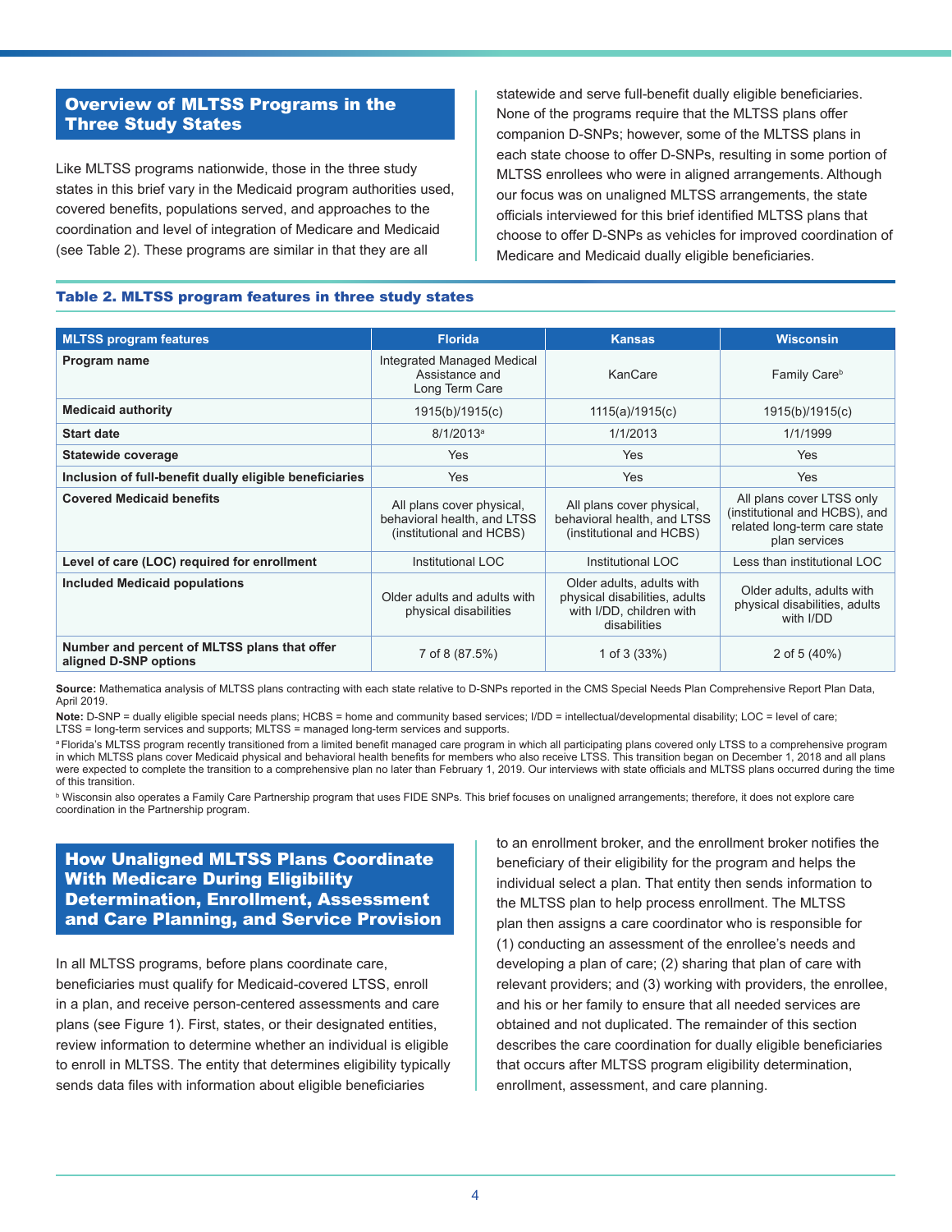## Overview of MLTSS Programs in the Three Study States

Like MLTSS programs nationwide, those in the three study states in this brief vary in the Medicaid program authorities used, covered benefits, populations served, and approaches to the coordination and level of integration of Medicare and Medicaid (see Table 2). These programs are similar in that they are all statewide and serve full-benefit dually eligible beneficiaries. None of the programs require that the MLTSS plans offer companion D-SNPs; however, some of the MLTSS plans in each state choose to offer D-SNPs, resulting in some portion of MLTSS enrollees who were in aligned arrangements. Although our focus was on unaligned MLTSS arrangements, the state officials interviewed for this brief identified MLTSS plans that choose to offer D-SNPs as vehicles for improved coordination of Medicare and Medicaid dually eligible beneficiaries.

**Table 2. MLTSS program features in three study states**

| MLTSS program features | Florida | Kansas | Wisconsin |
|---|---|---|---|
| **Program name** | Integrated Managed Medical Assistance and Long Term Care | KanCare | Family Care[b] |
| **Medicaid authority** | 1915(b)/1915(c) | 1115(a)/1915(c) | 1915(b)/1915(c) |
| **Start date** | 8/1/2013[a] | 1/1/2013 | 1/1/1999 |
| **Statewide coverage** | Yes | Yes | Yes |
| **Inclusion of full-benefit dually eligible beneficiaries** | Yes | Yes | Yes |
| **Covered Medicaid benefits** | All plans cover physical, behavioral health, and LTSS (institutional and HCBS) | All plans cover physical, behavioral health, and LTSS (institutional and HCBS) | All plans cover LTSS only (institutional and HCBS), and related long-term care state plan services |
| **Level of care (LOC) required for enrollment** | Institutional LOC | Institutional LOC | Less than institutional LOC |
| **Included Medicaid populations** | Older adults and adults with physical disabilities | Older adults, adults with physical disabilities, adults with I/DD, children with disabilities | Older adults, adults with physical disabilities, adults with I/DD |
| **Number and percent of MLTSS plans that offer aligned D-SNP options** | 7 of 8 (87.5%) | 1 of 3 (33%) | 2 of 5 (40%) |

**Source:** Mathematica analysis of MLTSS plans contracting with each state relative to D-SNPs reported in the CMS Special Needs Plan Comprehensive Report Plan Data, April 2019.

**Note:** D-SNP = dually eligible special needs plans; HCBS = home and community based services; I/DD = intellectual/developmental disability; LOC = level of care; LTSS = long-term services and supports; MLTSS = managed long-term services and supports.

[a] Florida's MLTSS program recently transitioned from a limited benefit managed care program in which all participating plans covered only LTSS to a comprehensive program in which MLTSS plans cover Medicaid physical and behavioral health benefits for members who also receive LTSS. This transition began on December 1, 2018 and all plans were expected to complete the transition to a comprehensive plan no later than February 1, 2019. Our interviews with state officials and MLTSS plans occurred during the time of this transition.

[b] Wisconsin also operates a Family Care Partnership program that uses FIDE SNPs. This brief focuses on unaligned arrangements; therefore, it does not explore care coordination in the Partnership program.

## How Unaligned MLTSS Plans Coordinate With Medicare During Eligibility Determination, Enrollment, Assessment and Care Planning, and Service Provision

In all MLTSS programs, before plans coordinate care, beneficiaries must qualify for Medicaid-covered LTSS, enroll in a plan, and receive person-centered assessments and care plans (see Figure 1). First, states, or their designated entities, review information to determine whether an individual is eligible to enroll in MLTSS. The entity that determines eligibility typically sends data files with information about eligible beneficiaries to an enrollment broker, and the enrollment broker notifies the beneficiary of their eligibility for the program and helps the individual select a plan. That entity then sends information to the MLTSS plan to help process enrollment. The MLTSS plan then assigns a care coordinator who is responsible for (1) conducting an assessment of the enrollee's needs and developing a plan of care; (2) sharing that plan of care with relevant providers; and (3) working with providers, the enrollee, and his or her family to ensure that all needed services are obtained and not duplicated. The remainder of this section describes the care coordination for dually eligible beneficiaries that occurs after MLTSS program eligibility determination, enrollment, assessment, and care planning.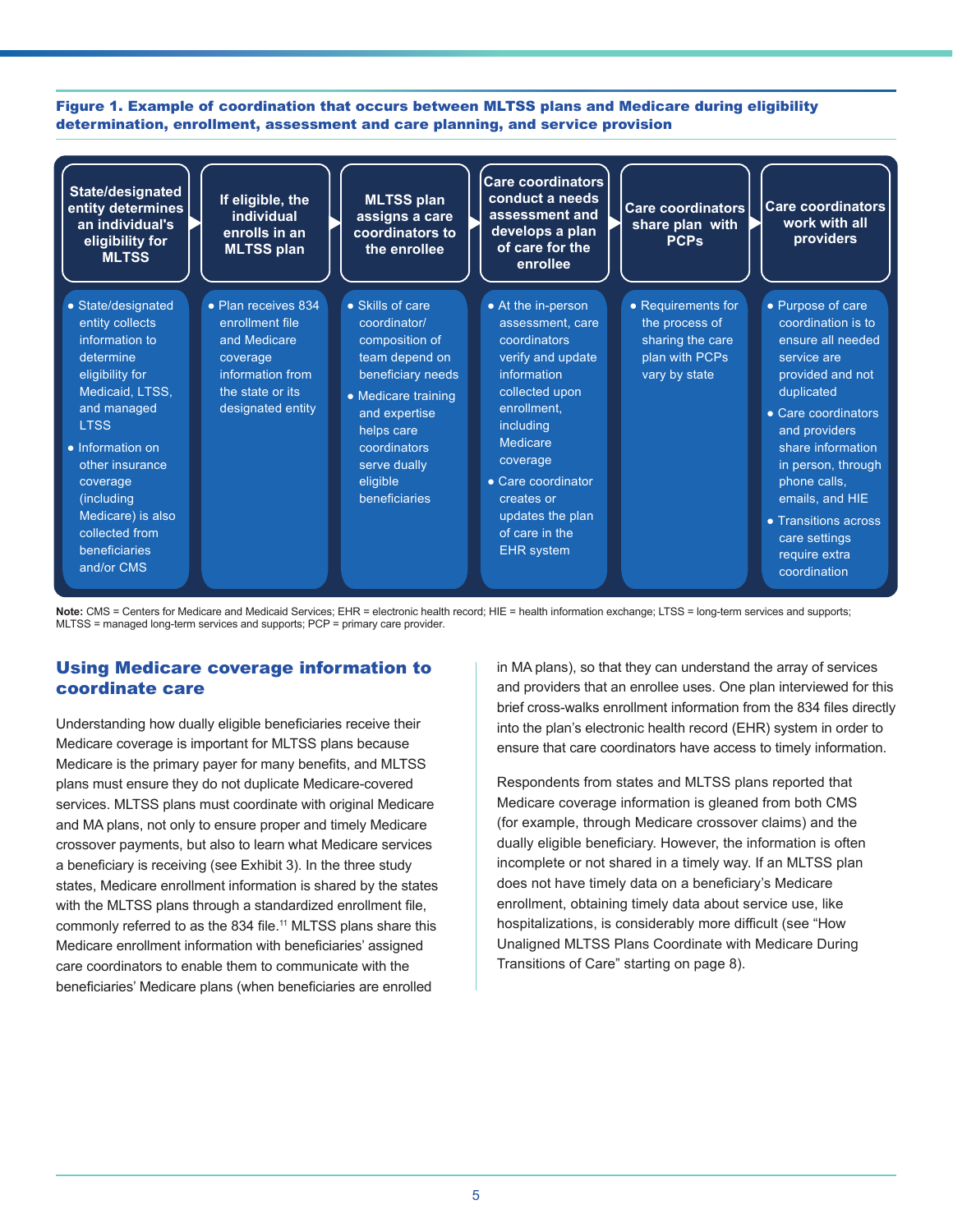**Figure 1. Example of coordination that occurs between MLTSS plans and Medicare during eligibility determination, enrollment, assessment and care planning, and service provision**

| State/designated entity determines an individual's eligibility for MLTSS | If eligible, the individual enrolls in an MLTSS plan | MLTSS plan assigns a care coordinators to the enrollee | Care coordinators conduct a needs assessment and develops a plan of care for the enrollee | Care coordinators share plan with PCPs | Care coordinators work with all providers |
|---|---|---|---|---|---|
| • State/designated entity collects information to determine eligibility for Medicaid, LTSS, and managed LTSS<br>• Information on other insurance coverage (including Medicare) is also collected from beneficiaries and/or CMS | • Plan receives 834 enrollment file and Medicare coverage information from the state or its designated entity | • Skills of care coordinator/ composition of team depend on beneficiary needs<br>• Medicare training and expertise helps care coordinators serve dually eligible beneficiaries | • At the in-person assessment, care coordinators verify and update information collected upon enrollment, including Medicare coverage<br>• Care coordinator creates or updates the plan of care in the EHR system | • Requirements for the process of sharing the care plan with PCPs vary by state | • Purpose of care coordination is to ensure all needed service are provided and not duplicated<br>• Care coordinators and providers share information in person, through phone calls, emails, and HIE<br>• Transitions across care settings require extra coordination |

**Note:** CMS = Centers for Medicare and Medicaid Services; EHR = electronic health record; HIE = health information exchange; LTSS = long-term services and supports; MLTSS = managed long-term services and supports; PCP = primary care provider.

## Using Medicare coverage information to coordinate care

Understanding how dually eligible beneficiaries receive their Medicare coverage is important for MLTSS plans because Medicare is the primary payer for many benefits, and MLTSS plans must ensure they do not duplicate Medicare-covered services. MLTSS plans must coordinate with original Medicare and MA plans, not only to ensure proper and timely Medicare crossover payments, but also to learn what Medicare services a beneficiary is receiving (see Exhibit 3). In the three study states, Medicare enrollment information is shared by the states with the MLTSS plans through a standardized enrollment file, commonly referred to as the 834 file.[11] MLTSS plans share this Medicare enrollment information with beneficiaries' assigned care coordinators to enable them to communicate with the beneficiaries' Medicare plans (when beneficiaries are enrolled in MA plans), so that they can understand the array of services and providers that an enrollee uses. One plan interviewed for this brief cross-walks enrollment information from the 834 files directly into the plan's electronic health record (EHR) system in order to ensure that care coordinators have access to timely information.

Respondents from states and MLTSS plans reported that Medicare coverage information is gleaned from both CMS (for example, through Medicare crossover claims) and the dually eligible beneficiary. However, the information is often incomplete or not shared in a timely way. If an MLTSS plan does not have timely data on a beneficiary's Medicare enrollment, obtaining timely data about service use, like hospitalizations, is considerably more difficult (see "How Unaligned MLTSS Plans Coordinate with Medicare During Transitions of Care" starting on page 8).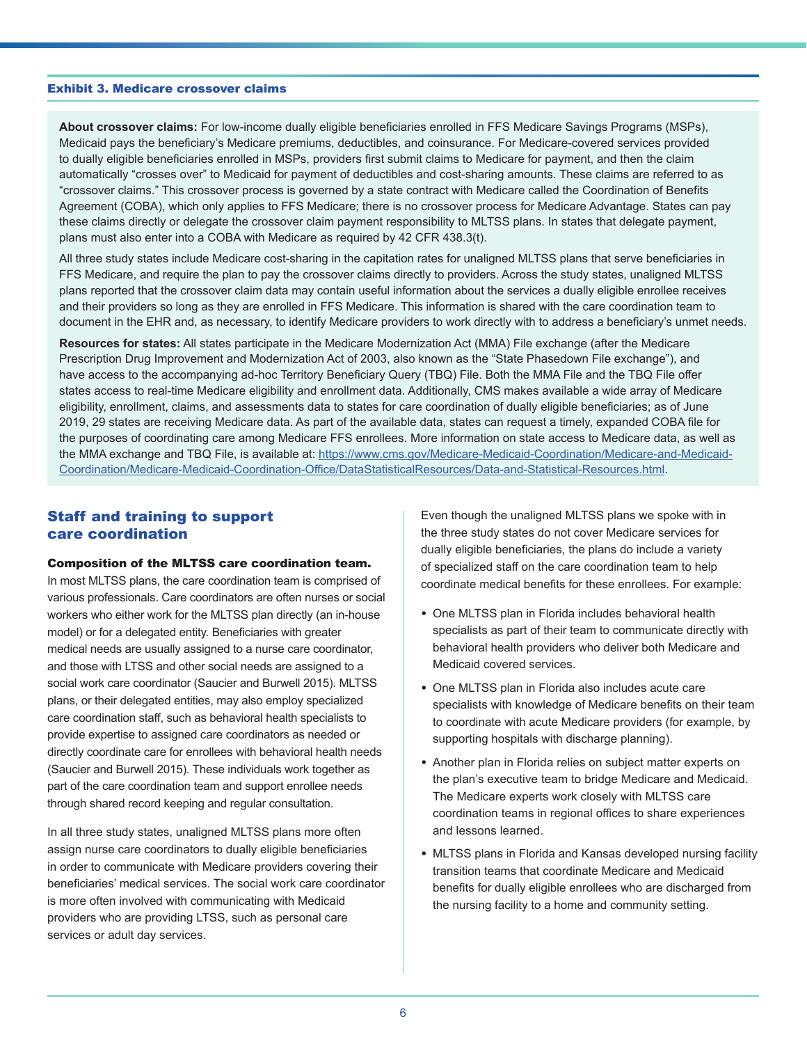**Exhibit 3. Medicare crossover claims**

**About crossover claims:** For low-income dually eligible beneficiaries enrolled in FFS Medicare Savings Programs (MSPs), Medicaid pays the beneficiary's Medicare premiums, deductibles, and coinsurance. For Medicare-covered services provided to dually eligible beneficiaries enrolled in MSPs, providers first submit claims to Medicare for payment, and then the claim automatically "crosses over" to Medicaid for payment of deductibles and cost-sharing amounts. These claims are referred to as "crossover claims." This crossover process is governed by a state contract with Medicare called the Coordination of Benefits Agreement (COBA), which only applies to FFS Medicare; there is no crossover process for Medicare Advantage. States can pay these claims directly or delegate the crossover claim payment responsibility to MLTSS plans. In states that delegate payment, plans must also enter into a COBA with Medicare as required by 42 CFR 438.3(t).

All three study states include Medicare cost-sharing in the capitation rates for unaligned MLTSS plans that serve beneficiaries in FFS Medicare, and require the plan to pay the crossover claims directly to providers. Across the study states, unaligned MLTSS plans reported that the crossover claim data may contain useful information about the services a dually eligible enrollee receives and their providers so long as they are enrolled in FFS Medicare. This information is shared with the care coordination team to document in the EHR and, as necessary, to identify Medicare providers to work directly with to address a beneficiary's unmet needs.

**Resources for states:** All states participate in the Medicare Modernization Act (MMA) File exchange (after the Medicare Prescription Drug Improvement and Modernization Act of 2003, also known as the "State Phasedown File exchange"), and have access to the accompanying ad-hoc Territory Beneficiary Query (TBQ) File. Both the MMA File and the TBQ File offer states access to real-time Medicare eligibility and enrollment data. Additionally, CMS makes available a wide array of Medicare eligibility, enrollment, claims, and assessments data to states for care coordination of dually eligible beneficiaries; as of June 2019, 29 states are receiving Medicare data. As part of the available data, states can request a timely, expanded COBA file for the purposes of coordinating care among Medicare FFS enrollees. More information on state access to Medicare data, as well as the MMA exchange and TBQ File, is available at: https://www.cms.gov/Medicare-Medicaid-Coordination/Medicare-and-Medicaid-Coordination/Medicare-Medicaid-Coordination-Office/DataStatisticalResources/Data-and-Statistical-Resources.html.

## Staff and training to support care coordination

**Composition of the MLTSS care coordination team.** In most MLTSS plans, the care coordination team is comprised of various professionals. Care coordinators are often nurses or social workers who either work for the MLTSS plan directly (an in-house model) or for a delegated entity. Beneficiaries with greater medical needs are usually assigned to a nurse care coordinator, and those with LTSS and other social needs are assigned to a social work care coordinator (Saucier and Burwell 2015). MLTSS plans, or their delegated entities, may also employ specialized care coordination staff, such as behavioral health specialists to provide expertise to assigned care coordinators as needed or directly coordinate care for enrollees with behavioral health needs (Saucier and Burwell 2015). These individuals work together as part of the care coordination team and support enrollee needs through shared record keeping and regular consultation.

In all three study states, unaligned MLTSS plans more often assign nurse care coordinators to dually eligible beneficiaries in order to communicate with Medicare providers covering their beneficiaries' medical services. The social work care coordinator is more often involved with communicating with Medicaid providers who are providing LTSS, such as personal care services or adult day services.

Even though the unaligned MLTSS plans we spoke with in the three study states do not cover Medicare services for dually eligible beneficiaries, the plans do include a variety of specialized staff on the care coordination team to help coordinate medical benefits for these enrollees. For example:

- One MLTSS plan in Florida includes behavioral health specialists as part of their team to communicate directly with behavioral health providers who deliver both Medicare and Medicaid covered services.
- One MLTSS plan in Florida also includes acute care specialists with knowledge of Medicare benefits on their team to coordinate with acute Medicare providers (for example, by supporting hospitals with discharge planning).
- Another plan in Florida relies on subject matter experts on the plan's executive team to bridge Medicare and Medicaid. The Medicare experts work closely with MLTSS care coordination teams in regional offices to share experiences and lessons learned.
- MLTSS plans in Florida and Kansas developed nursing facility transition teams that coordinate Medicare and Medicaid benefits for dually eligible enrollees who are discharged from the nursing facility to a home and community setting.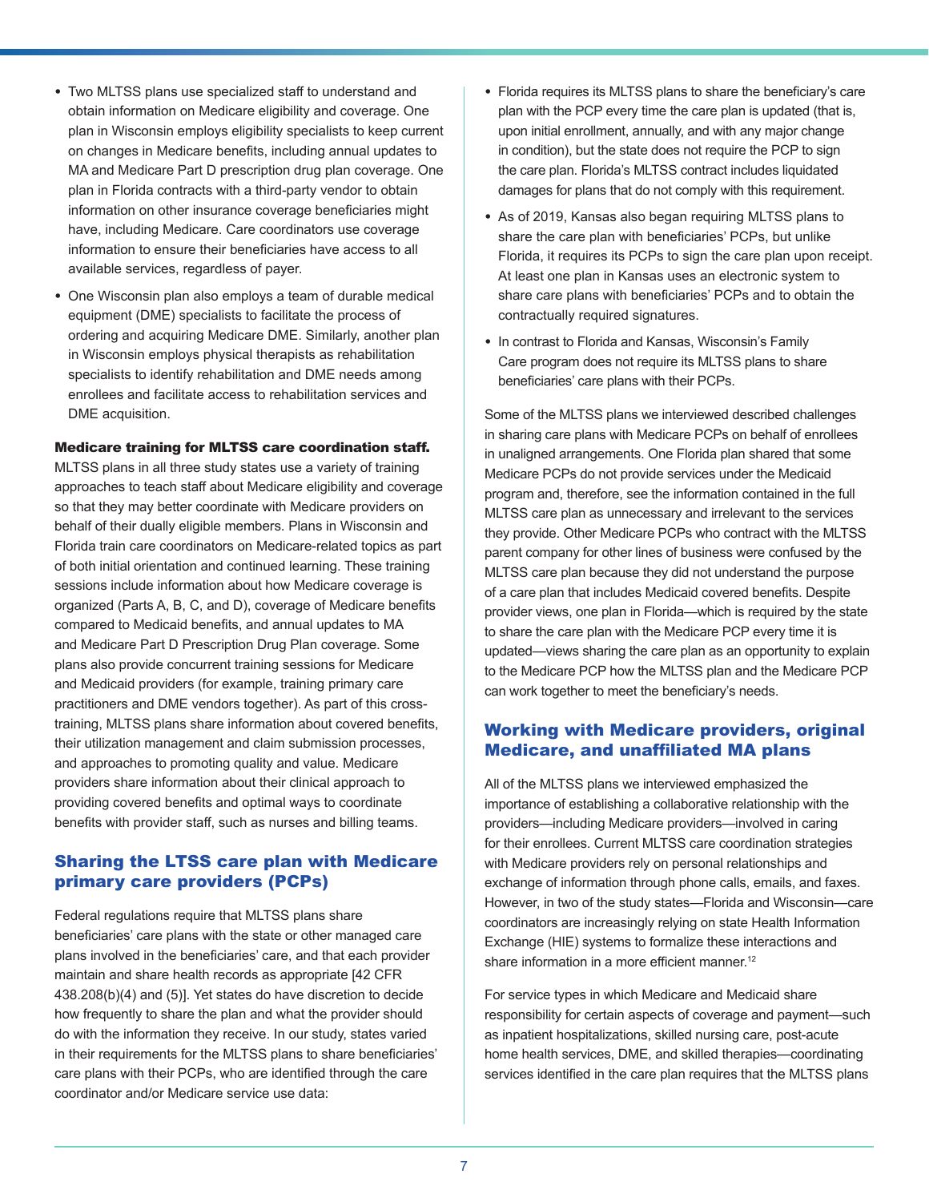- Two MLTSS plans use specialized staff to understand and obtain information on Medicare eligibility and coverage. One plan in Wisconsin employs eligibility specialists to keep current on changes in Medicare benefits, including annual updates to MA and Medicare Part D prescription drug plan coverage. One plan in Florida contracts with a third-party vendor to obtain information on other insurance coverage beneficiaries might have, including Medicare. Care coordinators use coverage information to ensure their beneficiaries have access to all available services, regardless of payer.
- One Wisconsin plan also employs a team of durable medical equipment (DME) specialists to facilitate the process of ordering and acquiring Medicare DME. Similarly, another plan in Wisconsin employs physical therapists as rehabilitation specialists to identify rehabilitation and DME needs among enrollees and facilitate access to rehabilitation services and DME acquisition.

**Medicare training for MLTSS care coordination staff.** MLTSS plans in all three study states use a variety of training approaches to teach staff about Medicare eligibility and coverage so that they may better coordinate with Medicare providers on behalf of their dually eligible members. Plans in Wisconsin and Florida train care coordinators on Medicare-related topics as part of both initial orientation and continued learning. These training sessions include information about how Medicare coverage is organized (Parts A, B, C, and D), coverage of Medicare benefits compared to Medicaid benefits, and annual updates to MA and Medicare Part D Prescription Drug Plan coverage. Some plans also provide concurrent training sessions for Medicare and Medicaid providers (for example, training primary care practitioners and DME vendors together). As part of this cross-training, MLTSS plans share information about covered benefits, their utilization management and claim submission processes, and approaches to promoting quality and value. Medicare providers share information about their clinical approach to providing covered benefits and optimal ways to coordinate benefits with provider staff, such as nurses and billing teams.

## Sharing the LTSS care plan with Medicare primary care providers (PCPs)

Federal regulations require that MLTSS plans share beneficiaries' care plans with the state or other managed care plans involved in the beneficiaries' care, and that each provider maintain and share health records as appropriate [42 CFR 438.208(b)(4) and (5)]. Yet states do have discretion to decide how frequently to share the plan and what the provider should do with the information they receive. In our study, states varied in their requirements for the MLTSS plans to share beneficiaries' care plans with their PCPs, who are identified through the care coordinator and/or Medicare service use data:

- Florida requires its MLTSS plans to share the beneficiary's care plan with the PCP every time the care plan is updated (that is, upon initial enrollment, annually, and with any major change in condition), but the state does not require the PCP to sign the care plan. Florida's MLTSS contract includes liquidated damages for plans that do not comply with this requirement.
- As of 2019, Kansas also began requiring MLTSS plans to share the care plan with beneficiaries' PCPs, but unlike Florida, it requires its PCPs to sign the care plan upon receipt. At least one plan in Kansas uses an electronic system to share care plans with beneficiaries' PCPs and to obtain the contractually required signatures.
- In contrast to Florida and Kansas, Wisconsin's Family Care program does not require its MLTSS plans to share beneficiaries' care plans with their PCPs.

Some of the MLTSS plans we interviewed described challenges in sharing care plans with Medicare PCPs on behalf of enrollees in unaligned arrangements. One Florida plan shared that some Medicare PCPs do not provide services under the Medicaid program and, therefore, see the information contained in the full MLTSS care plan as unnecessary and irrelevant to the services they provide. Other Medicare PCPs who contract with the MLTSS parent company for other lines of business were confused by the MLTSS care plan because they did not understand the purpose of a care plan that includes Medicaid covered benefits. Despite provider views, one plan in Florida—which is required by the state to share the care plan with the Medicare PCP every time it is updated—views sharing the care plan as an opportunity to explain to the Medicare PCP how the MLTSS plan and the Medicare PCP can work together to meet the beneficiary's needs.

## Working with Medicare providers, original Medicare, and unaffiliated MA plans

All of the MLTSS plans we interviewed emphasized the importance of establishing a collaborative relationship with the providers—including Medicare providers—involved in caring for their enrollees. Current MLTSS care coordination strategies with Medicare providers rely on personal relationships and exchange of information through phone calls, emails, and faxes. However, in two of the study states—Florida and Wisconsin—care coordinators are increasingly relying on state Health Information Exchange (HIE) systems to formalize these interactions and share information in a more efficient manner.[12]

For service types in which Medicare and Medicaid share responsibility for certain aspects of coverage and payment—such as inpatient hospitalizations, skilled nursing care, post-acute home health services, DME, and skilled therapies—coordinating services identified in the care plan requires that the MLTSS plans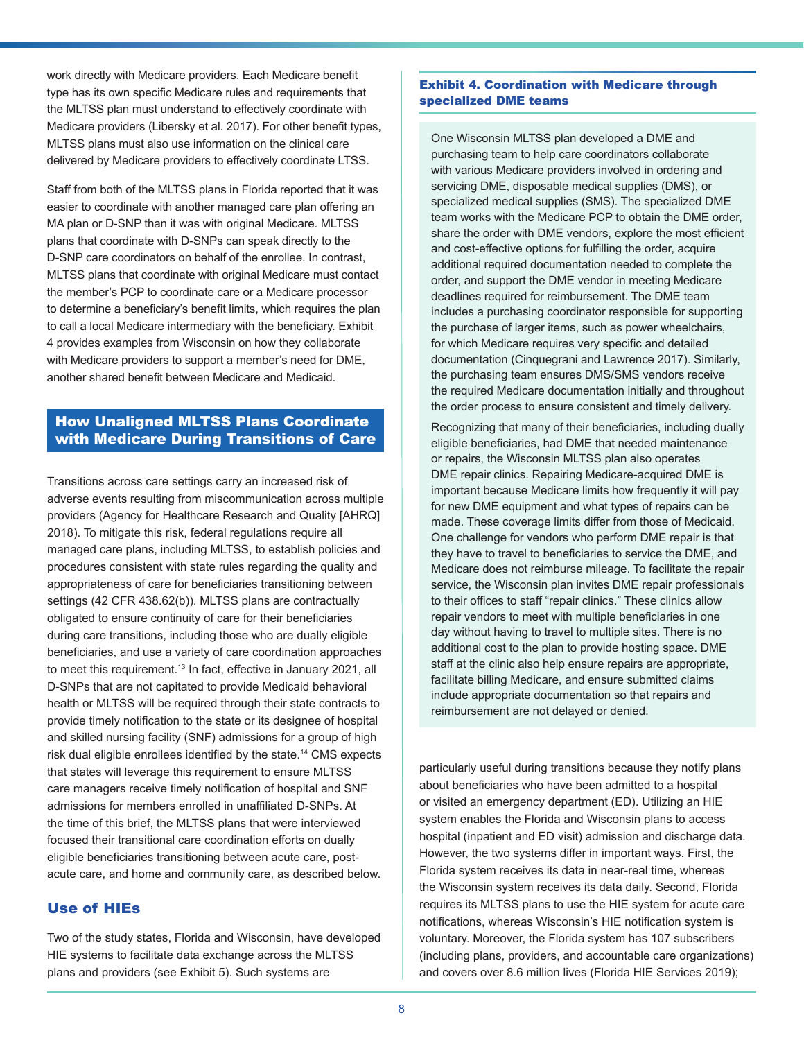work directly with Medicare providers. Each Medicare benefit type has its own specific Medicare rules and requirements that the MLTSS plan must understand to effectively coordinate with Medicare providers (Libersky et al. 2017). For other benefit types, MLTSS plans must also use information on the clinical care delivered by Medicare providers to effectively coordinate LTSS.

Staff from both of the MLTSS plans in Florida reported that it was easier to coordinate with another managed care plan offering an MA plan or D-SNP than it was with original Medicare. MLTSS plans that coordinate with D-SNPs can speak directly to the D-SNP care coordinators on behalf of the enrollee. In contrast, MLTSS plans that coordinate with original Medicare must contact the member's PCP to coordinate care or a Medicare processor to determine a beneficiary's benefit limits, which requires the plan to call a local Medicare intermediary with the beneficiary. Exhibit 4 provides examples from Wisconsin on how they collaborate with Medicare providers to support a member's need for DME, another shared benefit between Medicare and Medicaid.

**Exhibit 4. Coordination with Medicare through specialized DME teams**

One Wisconsin MLTSS plan developed a DME and purchasing team to help care coordinators collaborate with various Medicare providers involved in ordering and servicing DME, disposable medical supplies (DMS), or specialized medical supplies (SMS). The specialized DME team works with the Medicare PCP to obtain the DME order, share the order with DME vendors, explore the most efficient and cost-effective options for fulfilling the order, acquire additional required documentation needed to complete the order, and support the DME vendor in meeting Medicare deadlines required for reimbursement. The DME team includes a purchasing coordinator responsible for supporting the purchase of larger items, such as power wheelchairs, for which Medicare requires very specific and detailed documentation (Cinquegrani and Lawrence 2017). Similarly, the purchasing team ensures DMS/SMS vendors receive the required Medicare documentation initially and throughout the order process to ensure consistent and timely delivery.

Recognizing that many of their beneficiaries, including dually eligible beneficiaries, had DME that needed maintenance or repairs, the Wisconsin MLTSS plan also operates DME repair clinics. Repairing Medicare-acquired DME is important because Medicare limits how frequently it will pay for new DME equipment and what types of repairs can be made. These coverage limits differ from those of Medicaid. One challenge for vendors who perform DME repair is that they have to travel to beneficiaries to service the DME, and Medicare does not reimburse mileage. To facilitate the repair service, the Wisconsin plan invites DME repair professionals to their offices to staff "repair clinics." These clinics allow repair vendors to meet with multiple beneficiaries in one day without having to travel to multiple sites. There is no additional cost to the plan to provide hosting space. DME staff at the clinic also help ensure repairs are appropriate, facilitate billing Medicare, and ensure submitted claims include appropriate documentation so that repairs and reimbursement are not delayed or denied.

## How Unaligned MLTSS Plans Coordinate with Medicare During Transitions of Care

Transitions across care settings carry an increased risk of adverse events resulting from miscommunication across multiple providers (Agency for Healthcare Research and Quality [AHRQ] 2018). To mitigate this risk, federal regulations require all managed care plans, including MLTSS, to establish policies and procedures consistent with state rules regarding the quality and appropriateness of care for beneficiaries transitioning between settings (42 CFR 438.62(b)). MLTSS plans are contractually obligated to ensure continuity of care for their beneficiaries during care transitions, including those who are dually eligible beneficiaries, and use a variety of care coordination approaches to meet this requirement.[13] In fact, effective in January 2021, all D-SNPs that are not capitated to provide Medicaid behavioral health or MLTSS will be required through their state contracts to provide timely notification to the state or its designee of hospital and skilled nursing facility (SNF) admissions for a group of high risk dual eligible enrollees identified by the state.[14] CMS expects that states will leverage this requirement to ensure MLTSS care managers receive timely notification of hospital and SNF admissions for members enrolled in unaffiliated D-SNPs. At the time of this brief, the MLTSS plans that were interviewed focused their transitional care coordination efforts on dually eligible beneficiaries transitioning between acute care, post-acute care, and home and community care, as described below.

### Use of HIEs

Two of the study states, Florida and Wisconsin, have developed HIE systems to facilitate data exchange across the MLTSS plans and providers (see Exhibit 5). Such systems are particularly useful during transitions because they notify plans about beneficiaries who have been admitted to a hospital or visited an emergency department (ED). Utilizing an HIE system enables the Florida and Wisconsin plans to access hospital (inpatient and ED visit) admission and discharge data. However, the two systems differ in important ways. First, the Florida system receives its data in near-real time, whereas the Wisconsin system receives its data daily. Second, Florida requires its MLTSS plans to use the HIE system for acute care notifications, whereas Wisconsin's HIE notification system is voluntary. Moreover, the Florida system has 107 subscribers (including plans, providers, and accountable care organizations) and covers over 8.6 million lives (Florida HIE Services 2019);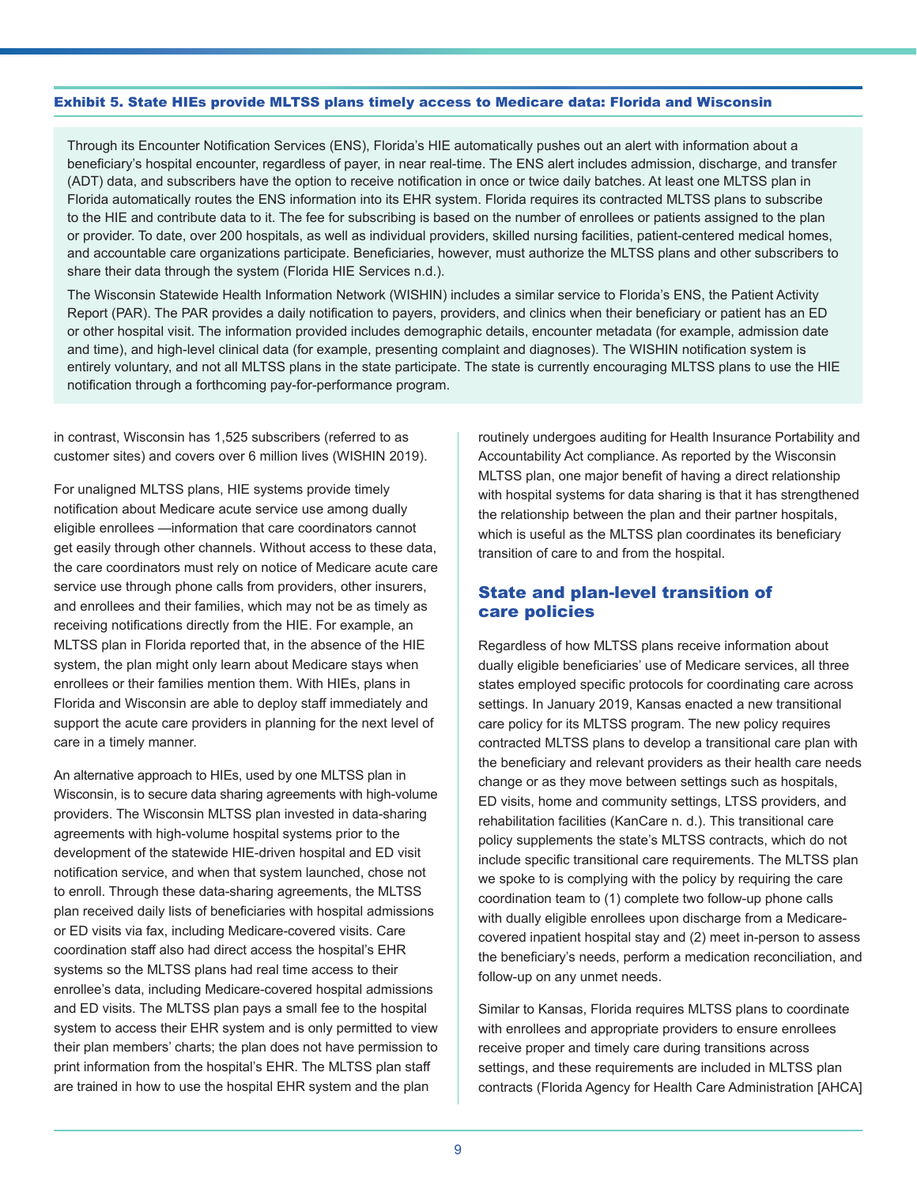**Exhibit 5. State HIEs provide MLTSS plans timely access to Medicare data: Florida and Wisconsin**

Through its Encounter Notification Services (ENS), Florida's HIE automatically pushes out an alert with information about a beneficiary's hospital encounter, regardless of payer, in near real-time. The ENS alert includes admission, discharge, and transfer (ADT) data, and subscribers have the option to receive notification in once or twice daily batches. At least one MLTSS plan in Florida automatically routes the ENS information into its EHR system. Florida requires its contracted MLTSS plans to subscribe to the HIE and contribute data to it. The fee for subscribing is based on the number of enrollees or patients assigned to the plan or provider. To date, over 200 hospitals, as well as individual providers, skilled nursing facilities, patient-centered medical homes, and accountable care organizations participate. Beneficiaries, however, must authorize the MLTSS plans and other subscribers to share their data through the system (Florida HIE Services n.d.).

The Wisconsin Statewide Health Information Network (WISHIN) includes a similar service to Florida's ENS, the Patient Activity Report (PAR). The PAR provides a daily notification to payers, providers, and clinics when their beneficiary or patient has an ED or other hospital visit. The information provided includes demographic details, encounter metadata (for example, admission date and time), and high-level clinical data (for example, presenting complaint and diagnoses). The WISHIN notification system is entirely voluntary, and not all MLTSS plans in the state participate. The state is currently encouraging MLTSS plans to use the HIE notification through a forthcoming pay-for-performance program.

in contrast, Wisconsin has 1,525 subscribers (referred to as customer sites) and covers over 6 million lives (WISHIN 2019).

For unaligned MLTSS plans, HIE systems provide timely notification about Medicare acute service use among dually eligible enrollees —information that care coordinators cannot get easily through other channels. Without access to these data, the care coordinators must rely on notice of Medicare acute care service use through phone calls from providers, other insurers, and enrollees and their families, which may not be as timely as receiving notifications directly from the HIE. For example, an MLTSS plan in Florida reported that, in the absence of the HIE system, the plan might only learn about Medicare stays when enrollees or their families mention them. With HIEs, plans in Florida and Wisconsin are able to deploy staff immediately and support the acute care providers in planning for the next level of care in a timely manner.

An alternative approach to HIEs, used by one MLTSS plan in Wisconsin, is to secure data sharing agreements with high-volume providers. The Wisconsin MLTSS plan invested in data-sharing agreements with high-volume hospital systems prior to the development of the statewide HIE-driven hospital and ED visit notification service, and when that system launched, chose not to enroll. Through these data-sharing agreements, the MLTSS plan received daily lists of beneficiaries with hospital admissions or ED visits via fax, including Medicare-covered visits. Care coordination staff also had direct access the hospital's EHR systems so the MLTSS plans had real time access to their enrollee's data, including Medicare-covered hospital admissions and ED visits. The MLTSS plan pays a small fee to the hospital system to access their EHR system and is only permitted to view their plan members' charts; the plan does not have permission to print information from the hospital's EHR. The MLTSS plan staff are trained in how to use the hospital EHR system and the plan routinely undergoes auditing for Health Insurance Portability and Accountability Act compliance. As reported by the Wisconsin MLTSS plan, one major benefit of having a direct relationship with hospital systems for data sharing is that it has strengthened the relationship between the plan and their partner hospitals, which is useful as the MLTSS plan coordinates its beneficiary transition of care to and from the hospital.

## State and plan-level transition of care policies

Regardless of how MLTSS plans receive information about dually eligible beneficiaries' use of Medicare services, all three states employed specific protocols for coordinating care across settings. In January 2019, Kansas enacted a new transitional care policy for its MLTSS program. The new policy requires contracted MLTSS plans to develop a transitional care plan with the beneficiary and relevant providers as their health care needs change or as they move between settings such as hospitals, ED visits, home and community settings, LTSS providers, and rehabilitation facilities (KanCare n. d.). This transitional care policy supplements the state's MLTSS contracts, which do not include specific transitional care requirements. The MLTSS plan we spoke to is complying with the policy by requiring the care coordination team to (1) complete two follow-up phone calls with dually eligible enrollees upon discharge from a Medicare-covered inpatient hospital stay and (2) meet in-person to assess the beneficiary's needs, perform a medication reconciliation, and follow-up on any unmet needs.

Similar to Kansas, Florida requires MLTSS plans to coordinate with enrollees and appropriate providers to ensure enrollees receive proper and timely care during transitions across settings, and these requirements are included in MLTSS plan contracts (Florida Agency for Health Care Administration [AHCA]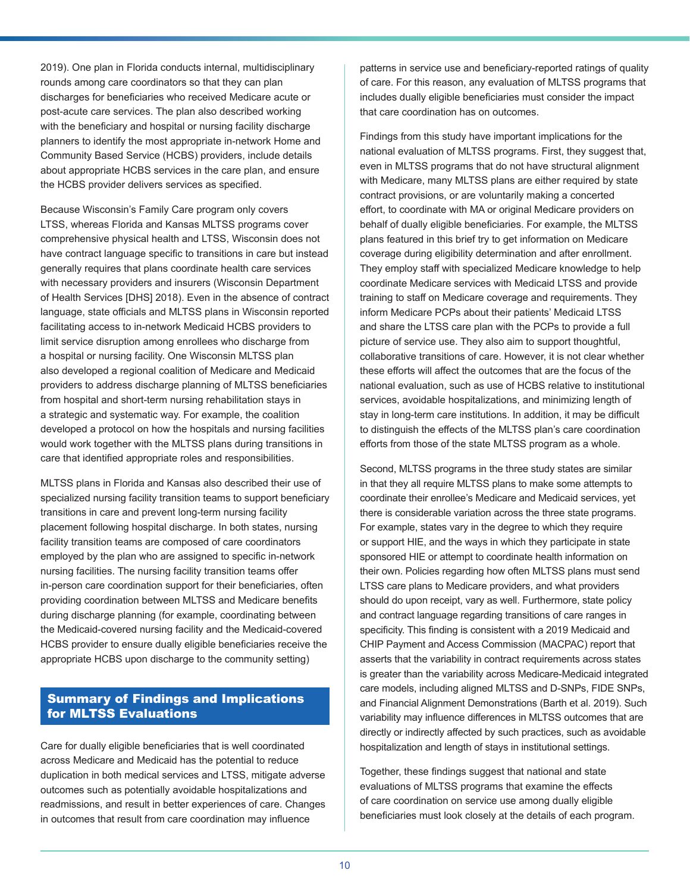2019). One plan in Florida conducts internal, multidisciplinary rounds among care coordinators so that they can plan discharges for beneficiaries who received Medicare acute or post-acute care services. The plan also described working with the beneficiary and hospital or nursing facility discharge planners to identify the most appropriate in-network Home and Community Based Service (HCBS) providers, include details about appropriate HCBS services in the care plan, and ensure the HCBS provider delivers services as specified.

Because Wisconsin's Family Care program only covers LTSS, whereas Florida and Kansas MLTSS programs cover comprehensive physical health and LTSS, Wisconsin does not have contract language specific to transitions in care but instead generally requires that plans coordinate health care services with necessary providers and insurers (Wisconsin Department of Health Services [DHS] 2018). Even in the absence of contract language, state officials and MLTSS plans in Wisconsin reported facilitating access to in-network Medicaid HCBS providers to limit service disruption among enrollees who discharge from a hospital or nursing facility. One Wisconsin MLTSS plan also developed a regional coalition of Medicare and Medicaid providers to address discharge planning of MLTSS beneficiaries from hospital and short-term nursing rehabilitation stays in a strategic and systematic way. For example, the coalition developed a protocol on how the hospitals and nursing facilities would work together with the MLTSS plans during transitions in care that identified appropriate roles and responsibilities.

MLTSS plans in Florida and Kansas also described their use of specialized nursing facility transition teams to support beneficiary transitions in care and prevent long-term nursing facility placement following hospital discharge. In both states, nursing facility transition teams are composed of care coordinators employed by the plan who are assigned to specific in-network nursing facilities. The nursing facility transition teams offer in-person care coordination support for their beneficiaries, often providing coordination between MLTSS and Medicare benefits during discharge planning (for example, coordinating between the Medicaid-covered nursing facility and the Medicaid-covered HCBS provider to ensure dually eligible beneficiaries receive the appropriate HCBS upon discharge to the community setting)

## Summary of Findings and Implications for MLTSS Evaluations

Care for dually eligible beneficiaries that is well coordinated across Medicare and Medicaid has the potential to reduce duplication in both medical services and LTSS, mitigate adverse outcomes such as potentially avoidable hospitalizations and readmissions, and result in better experiences of care. Changes in outcomes that result from care coordination may influence patterns in service use and beneficiary-reported ratings of quality of care. For this reason, any evaluation of MLTSS programs that includes dually eligible beneficiaries must consider the impact that care coordination has on outcomes.

Findings from this study have important implications for the national evaluation of MLTSS programs. First, they suggest that, even in MLTSS programs that do not have structural alignment with Medicare, many MLTSS plans are either required by state contract provisions, or are voluntarily making a concerted effort, to coordinate with MA or original Medicare providers on behalf of dually eligible beneficiaries. For example, the MLTSS plans featured in this brief try to get information on Medicare coverage during eligibility determination and after enrollment. They employ staff with specialized Medicare knowledge to help coordinate Medicare services with Medicaid LTSS and provide training to staff on Medicare coverage and requirements. They inform Medicare PCPs about their patients' Medicaid LTSS and share the LTSS care plan with the PCPs to provide a full picture of service use. They also aim to support thoughtful, collaborative transitions of care. However, it is not clear whether these efforts will affect the outcomes that are the focus of the national evaluation, such as use of HCBS relative to institutional services, avoidable hospitalizations, and minimizing length of stay in long-term care institutions. In addition, it may be difficult to distinguish the effects of the MLTSS plan's care coordination efforts from those of the state MLTSS program as a whole.

Second, MLTSS programs in the three study states are similar in that they all require MLTSS plans to make some attempts to coordinate their enrollee's Medicare and Medicaid services, yet there is considerable variation across the three state programs. For example, states vary in the degree to which they require or support HIE, and the ways in which they participate in state sponsored HIE or attempt to coordinate health information on their own. Policies regarding how often MLTSS plans must send LTSS care plans to Medicare providers, and what providers should do upon receipt, vary as well. Furthermore, state policy and contract language regarding transitions of care ranges in specificity. This finding is consistent with a 2019 Medicaid and CHIP Payment and Access Commission (MACPAC) report that asserts that the variability in contract requirements across states is greater than the variability across Medicare-Medicaid integrated care models, including aligned MLTSS and D-SNPs, FIDE SNPs, and Financial Alignment Demonstrations (Barth et al. 2019). Such variability may influence differences in MLTSS outcomes that are directly or indirectly affected by such practices, such as avoidable hospitalization and length of stays in institutional settings.

Together, these findings suggest that national and state evaluations of MLTSS programs that examine the effects of care coordination on service use among dually eligible beneficiaries must look closely at the details of each program.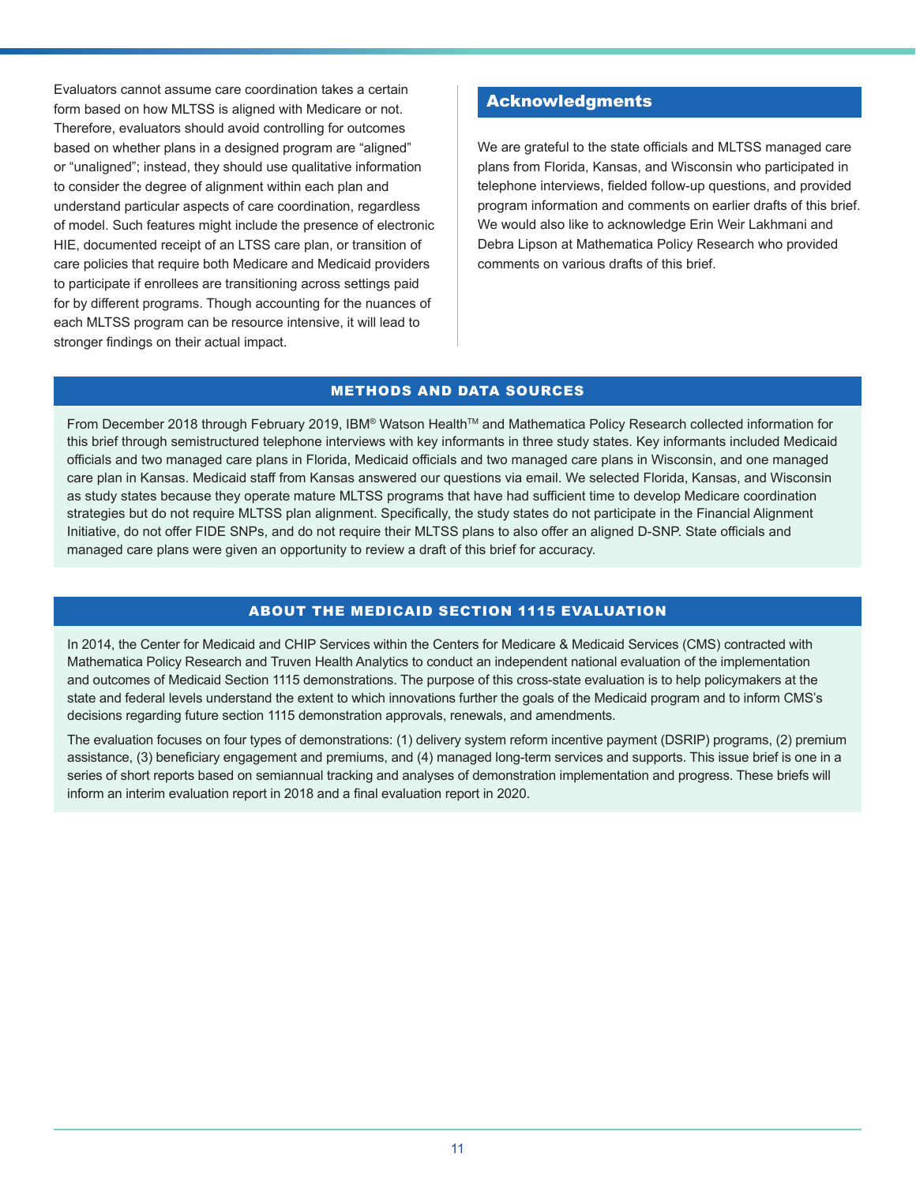Evaluators cannot assume care coordination takes a certain form based on how MLTSS is aligned with Medicare or not. Therefore, evaluators should avoid controlling for outcomes based on whether plans in a designed program are “aligned” or “unaligned”; instead, they should use qualitative information to consider the degree of alignment within each plan and understand particular aspects of care coordination, regardless of model. Such features might include the presence of electronic HIE, documented receipt of an LTSS care plan, or transition of care policies that require both Medicare and Medicaid providers to participate if enrollees are transitioning across settings paid for by different programs. Though accounting for the nuances of each MLTSS program can be resource intensive, it will lead to stronger findings on their actual impact.

## Acknowledgments

We are grateful to the state officials and MLTSS managed care plans from Florida, Kansas, and Wisconsin who participated in telephone interviews, fielded follow-up questions, and provided program information and comments on earlier drafts of this brief. We would also like to acknowledge Erin Weir Lakhmani and Debra Lipson at Mathematica Policy Research who provided comments on various drafts of this brief.

## METHODS AND DATA SOURCES

From December 2018 through February 2019, IBM® Watson Health™ and Mathematica Policy Research collected information for this brief through semistructured telephone interviews with key informants in three study states. Key informants included Medicaid officials and two managed care plans in Florida, Medicaid officials and two managed care plans in Wisconsin, and one managed care plan in Kansas. Medicaid staff from Kansas answered our questions via email. We selected Florida, Kansas, and Wisconsin as study states because they operate mature MLTSS programs that have had sufficient time to develop Medicare coordination strategies but do not require MLTSS plan alignment. Specifically, the study states do not participate in the Financial Alignment Initiative, do not offer FIDE SNPs, and do not require their MLTSS plans to also offer an aligned D-SNP. State officials and managed care plans were given an opportunity to review a draft of this brief for accuracy.

## ABOUT THE MEDICAID SECTION 1115 EVALUATION

In 2014, the Center for Medicaid and CHIP Services within the Centers for Medicare & Medicaid Services (CMS) contracted with Mathematica Policy Research and Truven Health Analytics to conduct an independent national evaluation of the implementation and outcomes of Medicaid Section 1115 demonstrations. The purpose of this cross-state evaluation is to help policymakers at the state and federal levels understand the extent to which innovations further the goals of the Medicaid program and to inform CMS’s decisions regarding future section 1115 demonstration approvals, renewals, and amendments.

The evaluation focuses on four types of demonstrations: (1) delivery system reform incentive payment (DSRIP) programs, (2) premium assistance, (3) beneficiary engagement and premiums, and (4) managed long-term services and supports. This issue brief is one in a series of short reports based on semiannual tracking and analyses of demonstration implementation and progress. These briefs will inform an interim evaluation report in 2018 and a final evaluation report in 2020.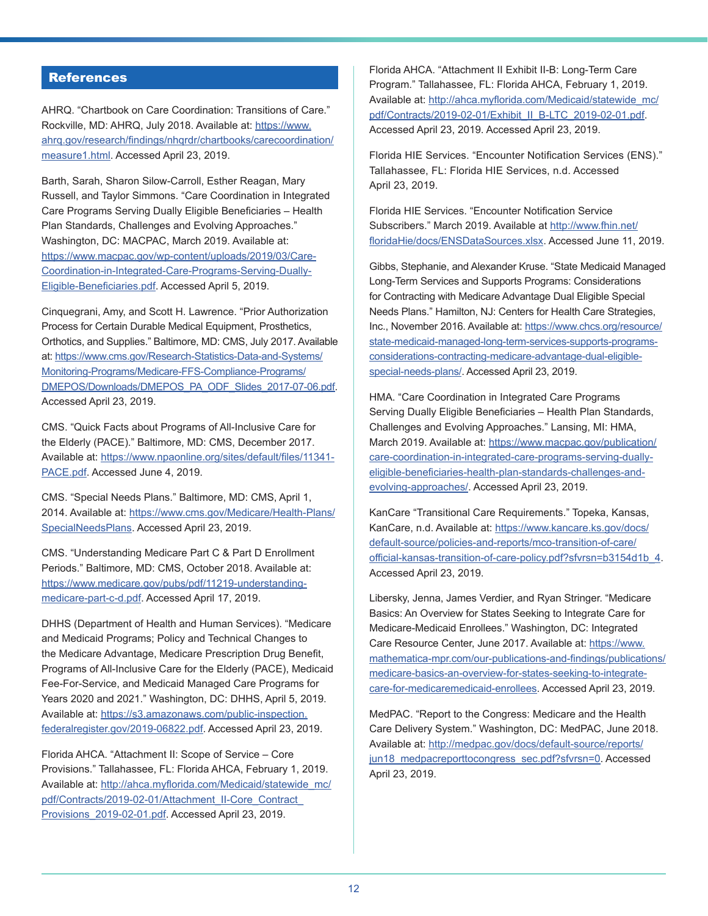## References

AHRQ. "Chartbook on Care Coordination: Transitions of Care." Rockville, MD: AHRQ, July 2018. Available at: https://www.ahrq.gov/research/findings/nhqrdr/chartbooks/carecoordination/measure1.html. Accessed April 23, 2019.

Barth, Sarah, Sharon Silow-Carroll, Esther Reagan, Mary Russell, and Taylor Simmons. "Care Coordination in Integrated Care Programs Serving Dually Eligible Beneficiaries – Health Plan Standards, Challenges and Evolving Approaches." Washington, DC: MACPAC, March 2019. Available at: https://www.macpac.gov/wp-content/uploads/2019/03/Care-Coordination-in-Integrated-Care-Programs-Serving-Dually-Eligible-Beneficiaries.pdf. Accessed April 5, 2019.

Cinquegrani, Amy, and Scott H. Lawrence. "Prior Authorization Process for Certain Durable Medical Equipment, Prosthetics, Orthotics, and Supplies." Baltimore, MD: CMS, July 2017. Available at: https://www.cms.gov/Research-Statistics-Data-and-Systems/Monitoring-Programs/Medicare-FFS-Compliance-Programs/DMEPOS/Downloads/DMEPOS_PA_ODF_Slides_2017-07-06.pdf. Accessed April 23, 2019.

CMS. "Quick Facts about Programs of All-Inclusive Care for the Elderly (PACE)." Baltimore, MD: CMS, December 2017. Available at: https://www.npaonline.org/sites/default/files/11341-PACE.pdf. Accessed June 4, 2019.

CMS. "Special Needs Plans." Baltimore, MD: CMS, April 1, 2014. Available at: https://www.cms.gov/Medicare/Health-Plans/SpecialNeedsPlans. Accessed April 23, 2019.

CMS. "Understanding Medicare Part C & Part D Enrollment Periods." Baltimore, MD: CMS, October 2018. Available at: https://www.medicare.gov/pubs/pdf/11219-understanding-medicare-part-c-d.pdf. Accessed April 17, 2019.

DHHS (Department of Health and Human Services). "Medicare and Medicaid Programs; Policy and Technical Changes to the Medicare Advantage, Medicare Prescription Drug Benefit, Programs of All-Inclusive Care for the Elderly (PACE), Medicaid Fee-For-Service, and Medicaid Managed Care Programs for Years 2020 and 2021." Washington, DC: DHHS, April 5, 2019. Available at: https://s3.amazonaws.com/public-inspection.federalregister.gov/2019-06822.pdf. Accessed April 23, 2019.

Florida AHCA. "Attachment II: Scope of Service – Core Provisions." Tallahassee, FL: Florida AHCA, February 1, 2019. Available at: http://ahca.myflorida.com/Medicaid/statewide_mc/pdf/Contracts/2019-02-01/Attachment_II-Core_Contract_Provisions_2019-02-01.pdf. Accessed April 23, 2019.

Florida AHCA. "Attachment II Exhibit II-B: Long-Term Care Program." Tallahassee, FL: Florida AHCA, February 1, 2019. Available at: http://ahca.myflorida.com/Medicaid/statewide_mc/pdf/Contracts/2019-02-01/Exhibit_II_B-LTC_2019-02-01.pdf. Accessed April 23, 2019. Accessed April 23, 2019.

Florida HIE Services. "Encounter Notification Services (ENS)." Tallahassee, FL: Florida HIE Services, n.d. Accessed April 23, 2019.

Florida HIE Services. "Encounter Notification Service Subscribers." March 2019. Available at http://www.fhin.net/floridaHie/docs/ENSDataSources.xlsx. Accessed June 11, 2019.

Gibbs, Stephanie, and Alexander Kruse. "State Medicaid Managed Long-Term Services and Supports Programs: Considerations for Contracting with Medicare Advantage Dual Eligible Special Needs Plans." Hamilton, NJ: Centers for Health Care Strategies, Inc., November 2016. Available at: https://www.chcs.org/resource/state-medicaid-managed-long-term-services-supports-programs-considerations-contracting-medicare-advantage-dual-eligible-special-needs-plans/. Accessed April 23, 2019.

HMA. "Care Coordination in Integrated Care Programs Serving Dually Eligible Beneficiaries – Health Plan Standards, Challenges and Evolving Approaches." Lansing, MI: HMA, March 2019. Available at: https://www.macpac.gov/publication/care-coordination-in-integrated-care-programs-serving-dually-eligible-beneficiaries-health-plan-standards-challenges-and-evolving-approaches/. Accessed April 23, 2019.

KanCare "Transitional Care Requirements." Topeka, Kansas, KanCare, n.d. Available at: https://www.kancare.ks.gov/docs/default-source/policies-and-reports/mco-transition-of-care/official-kansas-transition-of-care-policy.pdf?sfvrsn=b3154d1b_4. Accessed April 23, 2019.

Libersky, Jenna, James Verdier, and Ryan Stringer. "Medicare Basics: An Overview for States Seeking to Integrate Care for Medicare-Medicaid Enrollees." Washington, DC: Integrated Care Resource Center, June 2017. Available at: https://www.mathematica-mpr.com/our-publications-and-findings/publications/medicare-basics-an-overview-for-states-seeking-to-integrate-care-for-medicaremedicaid-enrollees. Accessed April 23, 2019.

MedPAC. "Report to the Congress: Medicare and the Health Care Delivery System." Washington, DC: MedPAC, June 2018. Available at: http://medpac.gov/docs/default-source/reports/jun18_medpacreporttocongress_sec.pdf?sfvrsn=0. Accessed April 23, 2019.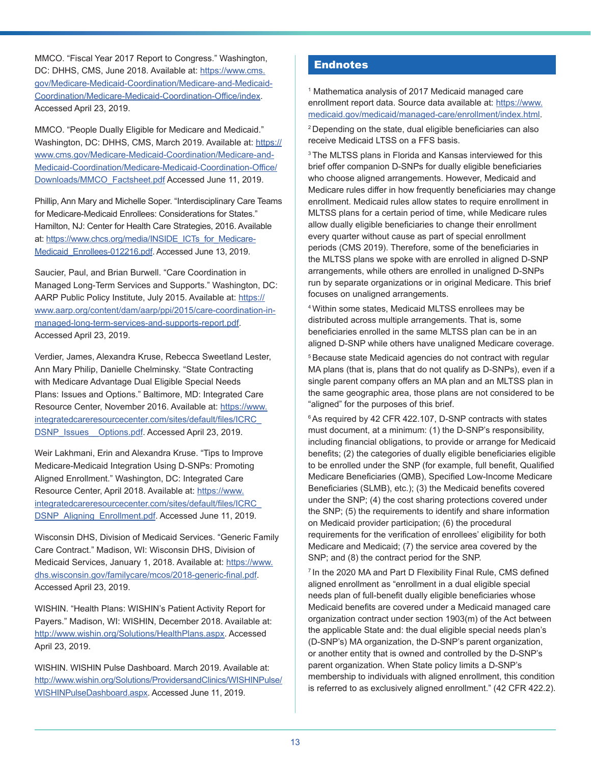MMCO. "Fiscal Year 2017 Report to Congress." Washington, DC: DHHS, CMS, June 2018. Available at: https://www.cms.gov/Medicare-Medicaid-Coordination/Medicare-and-Medicaid-Coordination/Medicare-Medicaid-Coordination-Office/index. Accessed April 23, 2019.

MMCO. "People Dually Eligible for Medicare and Medicaid." Washington, DC: DHHS, CMS, March 2019. Available at: https://www.cms.gov/Medicare-Medicaid-Coordination/Medicare-and-Medicaid-Coordination/Medicare-Medicaid-Coordination-Office/Downloads/MMCO_Factsheet.pdf Accessed June 11, 2019.

Phillip, Ann Mary and Michelle Soper. "Interdisciplinary Care Teams for Medicare-Medicaid Enrollees: Considerations for States." Hamilton, NJ: Center for Health Care Strategies, 2016. Available at: https://www.chcs.org/media/INSIDE_ICTs_for_Medicare-Medicaid_Enrollees-012216.pdf. Accessed June 13, 2019.

Saucier, Paul, and Brian Burwell. "Care Coordination in Managed Long-Term Services and Supports." Washington, DC: AARP Public Policy Institute, July 2015. Available at: https://www.aarp.org/content/dam/aarp/ppi/2015/care-coordination-in-managed-long-term-services-and-supports-report.pdf. Accessed April 23, 2019.

Verdier, James, Alexandra Kruse, Rebecca Sweetland Lester, Ann Mary Philip, Danielle Chelminsky. "State Contracting with Medicare Advantage Dual Eligible Special Needs Plans: Issues and Options." Baltimore, MD: Integrated Care Resource Center, November 2016. Available at: https://www.integratedcareresourcecenter.com/sites/default/files/ICRC_DSNP_Issues__Options.pdf. Accessed April 23, 2019.

Weir Lakhmani, Erin and Alexandra Kruse. "Tips to Improve Medicare-Medicaid Integration Using D-SNPs: Promoting Aligned Enrollment." Washington, DC: Integrated Care Resource Center, April 2018. Available at: https://www.integratedcareresourcecenter.com/sites/default/files/ICRC_DSNP_Aligning_Enrollment.pdf. Accessed June 11, 2019.

Wisconsin DHS, Division of Medicaid Services. "Generic Family Care Contract." Madison, WI: Wisconsin DHS, Division of Medicaid Services, January 1, 2018. Available at: https://www.dhs.wisconsin.gov/familycare/mcos/2018-generic-final.pdf. Accessed April 23, 2019.

WISHIN. "Health Plans: WISHIN's Patient Activity Report for Payers." Madison, WI: WISHIN, December 2018. Available at: http://www.wishin.org/Solutions/HealthPlans.aspx. Accessed April 23, 2019.

WISHIN. WISHIN Pulse Dashboard. March 2019. Available at: http://www.wishin.org/Solutions/ProvidersandClinics/WISHINPulse/WISHINPulseDashboard.aspx. Accessed June 11, 2019.

## Endnotes

[1] Mathematica analysis of 2017 Medicaid managed care enrollment report data. Source data available at: https://www.medicaid.gov/medicaid/managed-care/enrollment/index.html.

[2] Depending on the state, dual eligible beneficiaries can also receive Medicaid LTSS on a FFS basis.

[3] The MLTSS plans in Florida and Kansas interviewed for this brief offer companion D-SNPs for dually eligible beneficiaries who choose aligned arrangements. However, Medicaid and Medicare rules differ in how frequently beneficiaries may change enrollment. Medicaid rules allow states to require enrollment in MLTSS plans for a certain period of time, while Medicare rules allow dually eligible beneficiaries to change their enrollment every quarter without cause as part of special enrollment periods (CMS 2019). Therefore, some of the beneficiaries in the MLTSS plans we spoke with are enrolled in aligned D-SNP arrangements, while others are enrolled in unaligned D-SNPs run by separate organizations or in original Medicare. This brief focuses on unaligned arrangements.

[4] Within some states, Medicaid MLTSS enrollees may be distributed across multiple arrangements. That is, some beneficiaries enrolled in the same MLTSS plan can be in an aligned D-SNP while others have unaligned Medicare coverage.

[5] Because state Medicaid agencies do not contract with regular MA plans (that is, plans that do not qualify as D-SNPs), even if a single parent company offers an MA plan and an MLTSS plan in the same geographic area, those plans are not considered to be "aligned" for the purposes of this brief.

[6] As required by 42 CFR 422.107, D-SNP contracts with states must document, at a minimum: (1) the D-SNP's responsibility, including financial obligations, to provide or arrange for Medicaid benefits; (2) the categories of dually eligible beneficiaries eligible to be enrolled under the SNP (for example, full benefit, Qualified Medicare Beneficiaries (QMB), Specified Low-Income Medicare Beneficiaries (SLMB), etc.); (3) the Medicaid benefits covered under the SNP; (4) the cost sharing protections covered under the SNP; (5) the requirements to identify and share information on Medicaid provider participation; (6) the procedural requirements for the verification of enrollees' eligibility for both Medicare and Medicaid; (7) the service area covered by the SNP; and (8) the contract period for the SNP.

[7] In the 2020 MA and Part D Flexibility Final Rule, CMS defined aligned enrollment as "enrollment in a dual eligible special needs plan of full-benefit dually eligible beneficiaries whose Medicaid benefits are covered under a Medicaid managed care organization contract under section 1903(m) of the Act between the applicable State and: the dual eligible special needs plan's (D-SNP's) MA organization, the D-SNP's parent organization, or another entity that is owned and controlled by the D-SNP's parent organization. When State policy limits a D-SNP's membership to individuals with aligned enrollment, this condition is referred to as exclusively aligned enrollment." (42 CFR 422.2).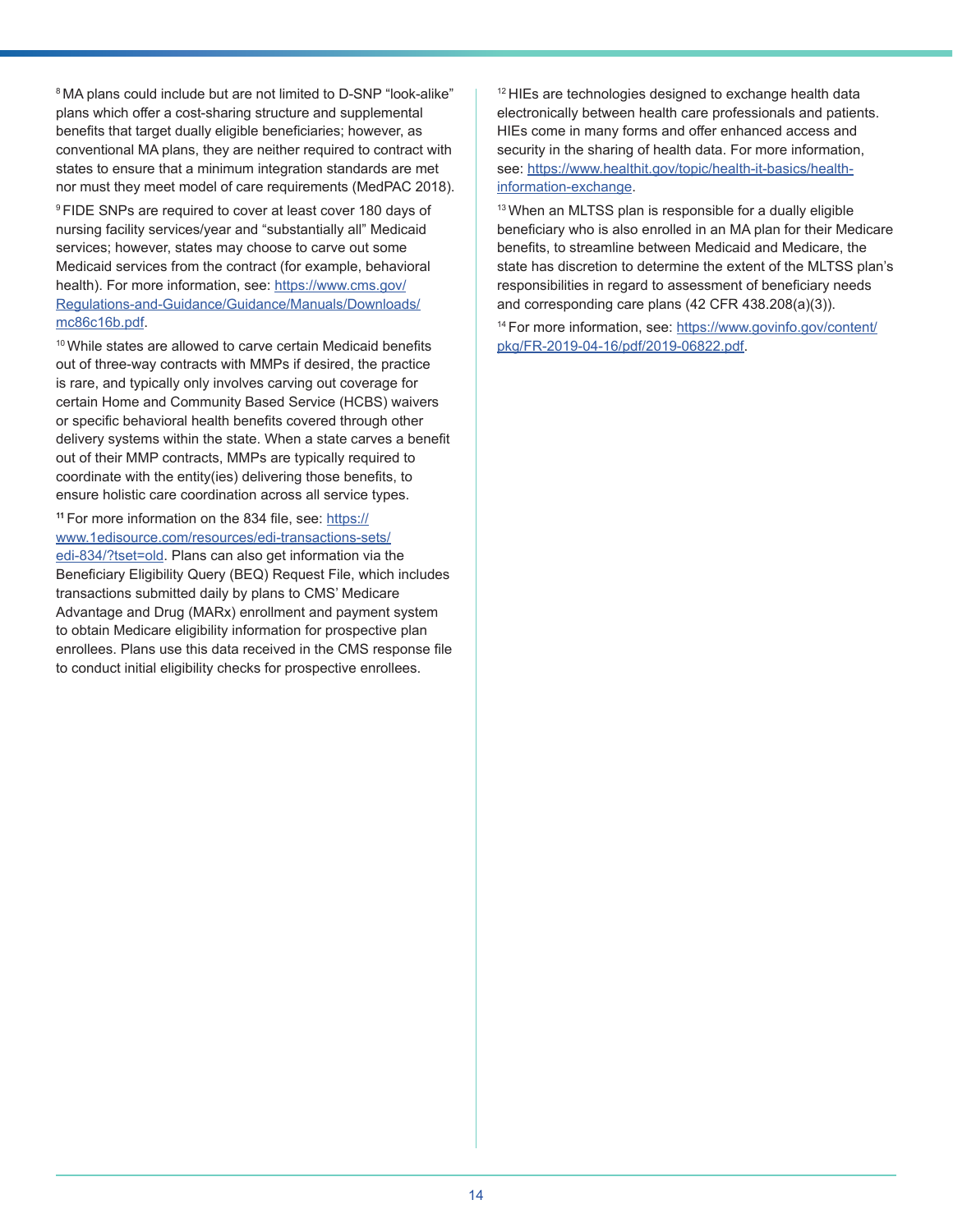[8] MA plans could include but are not limited to D-SNP "look-alike" plans which offer a cost-sharing structure and supplemental benefits that target dually eligible beneficiaries; however, as conventional MA plans, they are neither required to contract with states to ensure that a minimum integration standards are met nor must they meet model of care requirements (MedPAC 2018).

[9] FIDE SNPs are required to cover at least cover 180 days of nursing facility services/year and "substantially all" Medicaid services; however, states may choose to carve out some Medicaid services from the contract (for example, behavioral health). For more information, see: [https://www.cms.gov/Regulations-and-Guidance/Guidance/Manuals/Downloads/mc86c16b.pdf](https://www.cms.gov/Regulations-and-Guidance/Guidance/Manuals/Downloads/mc86c16b.pdf).

[10] While states are allowed to carve certain Medicaid benefits out of three-way contracts with MMPs if desired, the practice is rare, and typically only involves carving out coverage for certain Home and Community Based Service (HCBS) waivers or specific behavioral health benefits covered through other delivery systems within the state. When a state carves a benefit out of their MMP contracts, MMPs are typically required to coordinate with the entity(ies) delivering those benefits, to ensure holistic care coordination across all service types.

[11] For more information on the 834 file, see: [https://www.1edisource.com/resources/edi-transactions-sets/edi-834/?tset=old](https://www.1edisource.com/resources/edi-transactions-sets/edi-834/?tset=old). Plans can also get information via the Beneficiary Eligibility Query (BEQ) Request File, which includes transactions submitted daily by plans to CMS' Medicare Advantage and Drug (MARx) enrollment and payment system to obtain Medicare eligibility information for prospective plan enrollees. Plans use this data received in the CMS response file to conduct initial eligibility checks for prospective enrollees.

[12] HIEs are technologies designed to exchange health data electronically between health care professionals and patients. HIEs come in many forms and offer enhanced access and security in the sharing of health data. For more information, see: [https://www.healthit.gov/topic/health-it-basics/health-information-exchange](https://www.healthit.gov/topic/health-it-basics/health-information-exchange).

[13] When an MLTSS plan is responsible for a dually eligible beneficiary who is also enrolled in an MA plan for their Medicare benefits, to streamline between Medicaid and Medicare, the state has discretion to determine the extent of the MLTSS plan's responsibilities in regard to assessment of beneficiary needs and corresponding care plans (42 CFR 438.208(a)(3)).

[14] For more information, see: [https://www.govinfo.gov/content/pkg/FR-2019-04-16/pdf/2019-06822.pdf](https://www.govinfo.gov/content/pkg/FR-2019-04-16/pdf/2019-06822.pdf).